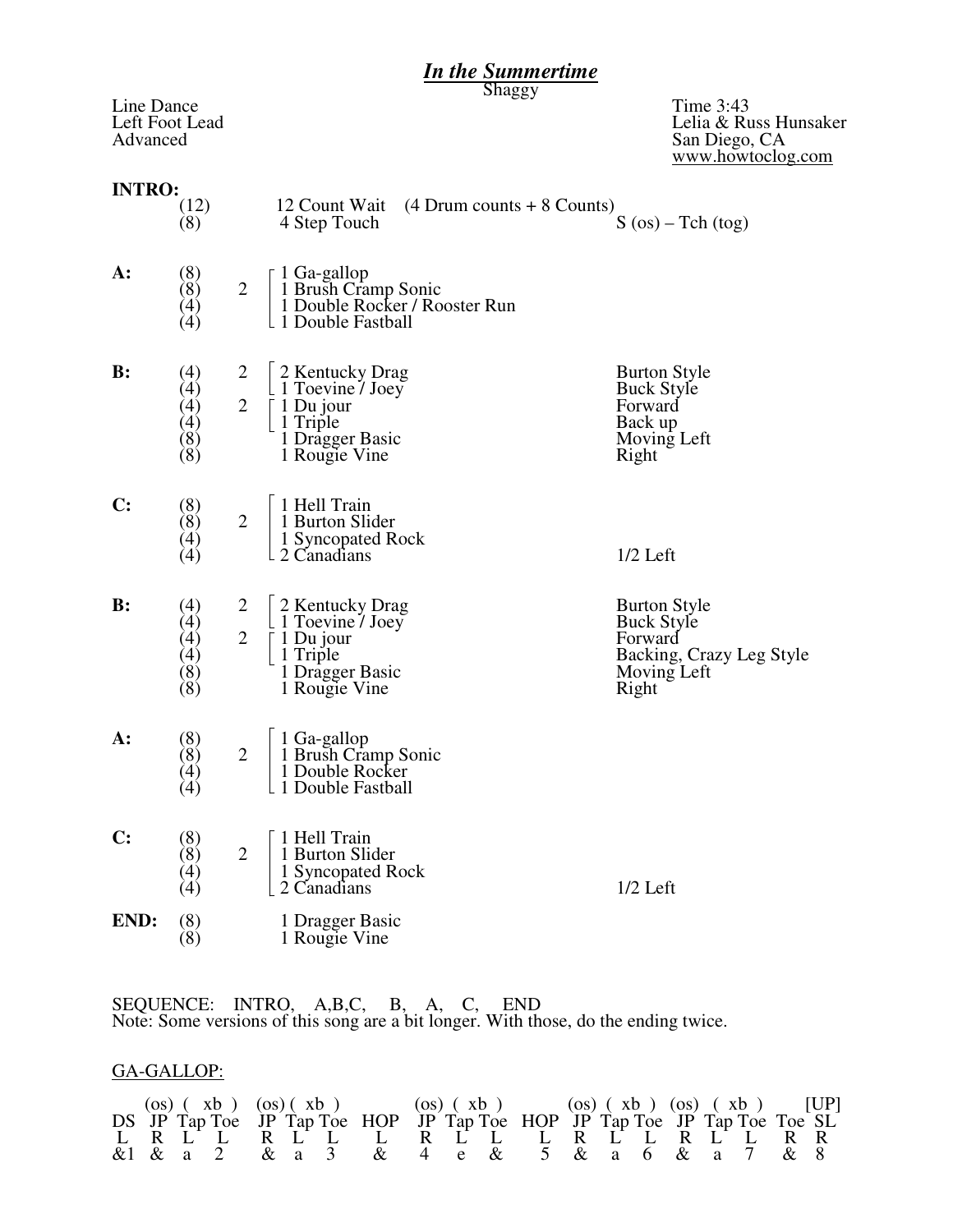# *In the Summertime*

Shaggy

Line Dance
Left Foot Lead
Advanced

Time 3:43
Lelia & Russ Hunsaker
San Diego, CA
www.howtoclog.com

**INTRO:**

| | | | | |
|---|---|---|---|---|
| | (12) | | 12 Count Wait (4 Drum counts + 8 Counts) | |
| | (8) | | 4 Step Touch | S (os) – Tch (tog) |
| **A:** | (8) | 2 | 1 Ga-gallop | |
| | (8) | | 1 Brush Cramp Sonic | |
| | (4) | | 1 Double Rocker / Rooster Run | |
| | (4) | | 1 Double Fastball | |
| **B:** | (4) | 2 | 2 Kentucky Drag | Burton Style |
| | (4) | | 1 Toevine / Joey | Buck Style |
| | (4) | 2 | 1 Du jour | Forward |
| | (4) | | 1 Triple | Back up |
| | (8) | | 1 Dragger Basic | Moving Left |
| | (8) | | 1 Rougie Vine | Right |
| **C:** | (8) | 2 | 1 Hell Train | |
| | (8) | | 1 Burton Slider | |
| | (4) | | 1 Syncopated Rock | |
| | (4) | | 2 Canadians | 1/2 Left |
| **B:** | (4) | 2 | 2 Kentucky Drag | Burton Style |
| | (4) | | 1 Toevine / Joey | Buck Style |
| | (4) | 2 | 1 Du jour | Forward |
| | (4) | | 1 Triple | Backing, Crazy Leg Style |
| | (8) | | 1 Dragger Basic | Moving Left |
| | (8) | | 1 Rougie Vine | Right |
| **A:** | (8) | 2 | 1 Ga-gallop | |
| | (8) | | 1 Brush Cramp Sonic | |
| | (4) | | 1 Double Rocker | |
| | (4) | | 1 Double Fastball | |
| **C:** | (8) | 2 | 1 Hell Train | |
| | (8) | | 1 Burton Slider | |
| | (4) | | 1 Syncopated Rock | |
| | (4) | | 2 Canadians | 1/2 Left |
| **END:** | (8) | | 1 Dragger Basic | |
| | (8) | | 1 Rougie Vine | |

SEQUENCE: INTRO, A,B,C, B, A, C, END
Note: Some versions of this song are a bit longer. With those, do the ending twice.

GA-GALLOP:

| | (os) | (xb | ) | (os) | (xb | ) | | (os) | (xb | ) | | (os) | (xb | ) | (os) | (xb | ) | | [UP] |
|---|---|---|---|---|---|---|---|---|---|---|---|---|---|---|---|---|---|---|---|
| DS | JP | Tap | Toe | JP | Tap | Toe | HOP | JP | Tap | Toe | HOP | JP | Tap | Toe | JP | Tap | Toe | Toe | SL |
| L | R | L | L | R | L | L | L | R | L | L | L | R | L | L | R | L | L | R | R |
| &1 | & | a | 2 | & | a | 3 | & | 4 | e | & | 5 | & | a | 6 | & | a | 7 | & | 8 |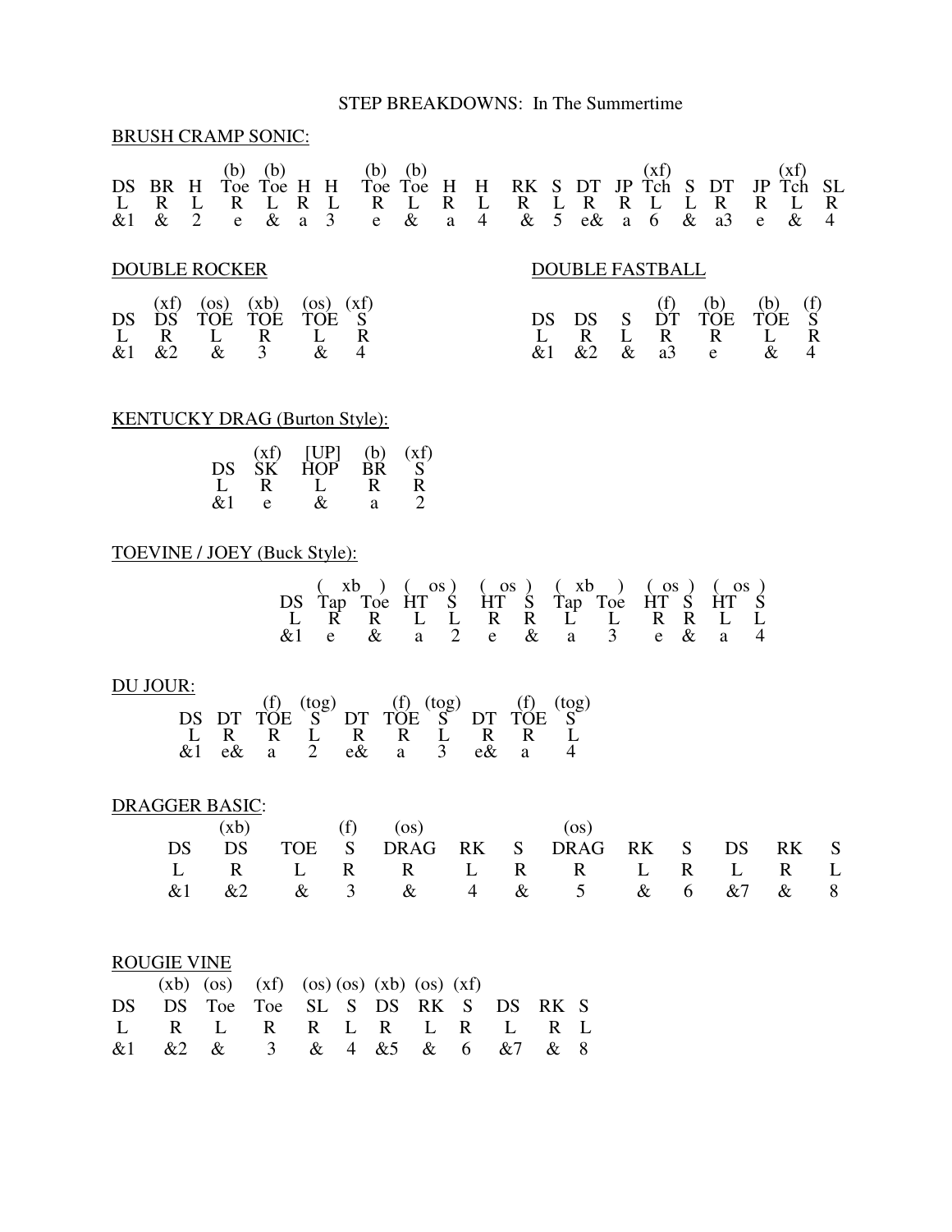STEP BREAKDOWNS: In The Summertime

BRUSH CRAMP SONIC:

| | | | (b) | (b) | | | (b) | (b) | | | | | | | | (xf) | | | | (xf) | |
|---|---|---|---|---|---|---|---|---|---|---|---|---|---|---|---|---|---|---|---|---|---|
| DS | BR | H | Toe | Toe | H | H | Toe | Toe | H | H | RK | S | DT | JP | Tch | S | DT | JP | Tch | SL |
| L | R | L | R | L | R | L | R | L | R | L | R | L | R | R | L | L | R | R | L | R |
| &1 | & | 2 | e | & | a | 3 | e | & | a | 4 | & | 5 | e& | a | 6 | & | a3 | e | & | 4 |

DOUBLE ROCKER

| | (xf) | (os) | (xb) | (os) | (xf) |
|---|---|---|---|---|---|
| DS | DS | TOE | TOE | TOE | S |
| L | R | L | R | L | R |
| &1 | &2 | & | 3 | & | 4 |

DOUBLE FASTBALL

| | | | (f) | (b) | (b) | (f) |
|---|---|---|---|---|---|---|
| DS | DS | S | DT | TOE | TOE | S |
| L | R | L | R | R | L | R |
| &1 | &2 | & | a3 | e | & | 4 |

KENTUCKY DRAG (Burton Style):

| | (xf) | [UP] | (b) | (xf) |
|---|---|---|---|---|
| DS | SK | HOP | BR | S |
| L | R | L | R | R |
| &1 | e | & | a | 2 |

TOEVINE / JOEY (Buck Style):

| | ( xb | ) | ( os | ) | ( os | ) | ( xb | ) | ( os | ) | ( os | ) |
|---|---|---|---|---|---|---|---|---|---|---|---|---|
| DS | Tap | Toe | HT | S | HT | S | Tap | Toe | HT | S | HT | S |
| L | R | R | L | L | R | R | L | L | R | R | L | L |
| &1 | e | & | a | 2 | e | & | a | 3 | e | & | a | 4 |

DU JOUR:

| | | (f) | (tog) | | (f) | (tog) | | (f) | (tog) |
|---|---|---|---|---|---|---|---|---|---|
| DS | DT | TOE | S | DT | TOE | S | DT | TOE | S |
| L | R | R | L | R | R | L | R | R | L |
| &1 | e& | a | 2 | e& | a | 3 | e& | a | 4 |

DRAGGER BASIC:

| | (xb) | | (f) | (os) | | | (os) | | | | | |
|---|---|---|---|---|---|---|---|---|---|---|---|---|
| DS | DS | TOE | S | DRAG | RK | S | DRAG | RK | S | DS | RK | S |
| L | R | L | R | R | L | R | R | L | R | L | R | L |
| &1 | &2 | & | 3 | & | 4 | & | 5 | & | 6 | &7 | & | 8 |

ROUGIE VINE

| | (xb) | (os) | (xf) | (os) | (os) | (xb) | (os) | (xf) | | | |
|---|---|---|---|---|---|---|---|---|---|---|---|
| DS | DS | Toe | Toe | SL | S | DS | RK | S | DS | RK | S |
| L | R | L | R | R | L | R | L | R | L | R | L |
| &1 | &2 | & | 3 | & | 4 | &5 | & | 6 | &7 | & | 8 |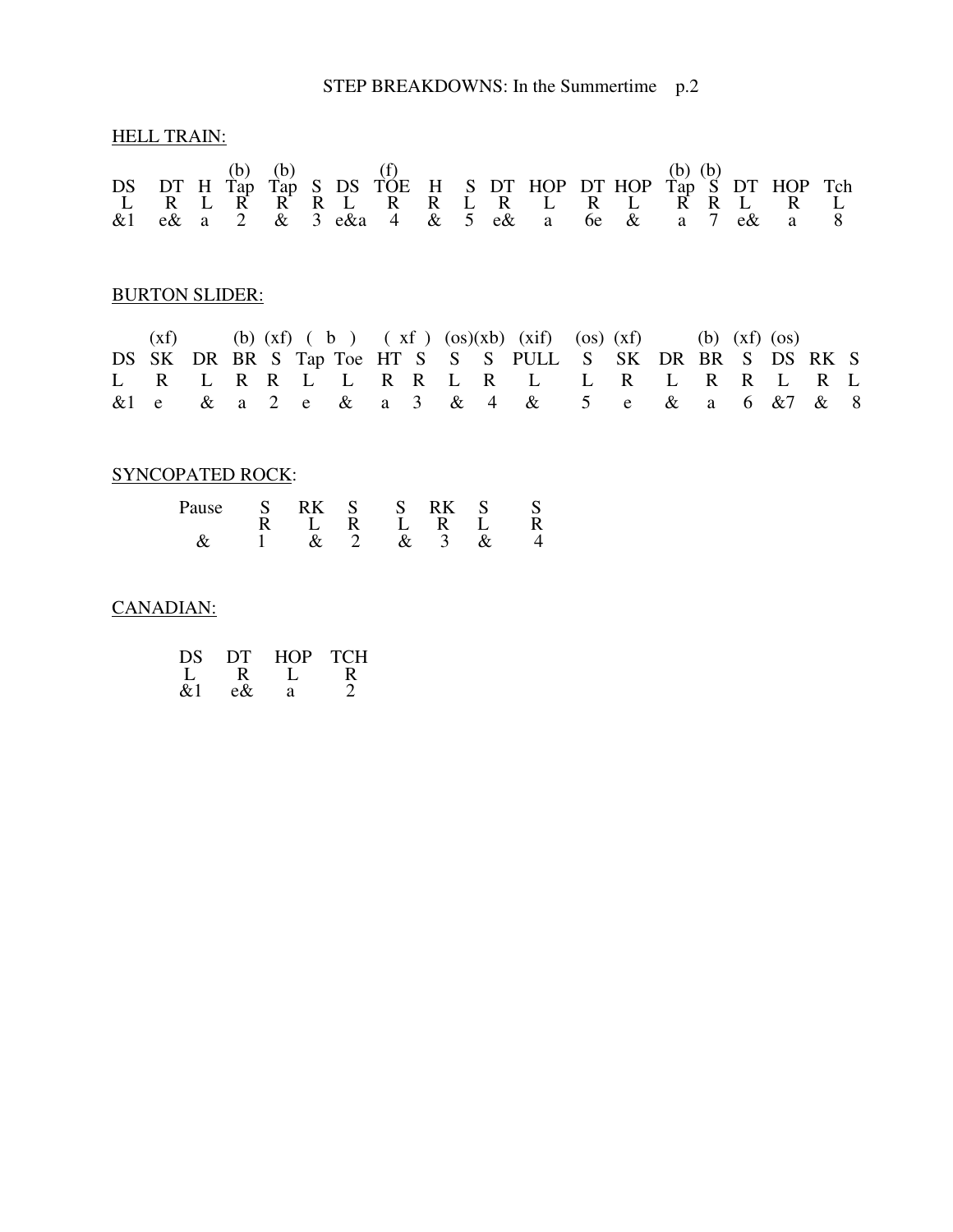# STEP BREAKDOWNS: In the Summertime p.2

## HELL TRAIN:

| | | | | | | | | | | | | | | | | | | | | |
|---|---|---|---|---|---|---|---|---|---|---|---|---|---|---|---|---|---|---|---|---|
| | | | (b) | (b) | | | (f) | | | | | | | | (b) | (b) | | | |
| DS | DT | H | Tap | Tap | S | DS | TOE | H | S | DT | HOP | DT | HOP | Tap | S | DT | HOP | Tch |
| L | R | L | R | R | R | L | R | R | L | R | L | R | L | R | R | L | R | L |
| &1 | e& | a | 2 | & | 3 | e&a | 4 | & | 5 | e& | a | 6e | & | a | 7 | e& | a | 8 |

## BURTON SLIDER:

| | | | | | | | | | | | | | | | | | | | | | |
|---|---|---|---|---|---|---|---|---|---|---|---|---|---|---|---|---|---|---|---|---|---|
| | (xf) | | (b) | (xf) | ( b ) | | ( xf ) | | (os) | (xb) | (xif) | (os) | (xf) | | (b) | (xf) | (os) | | | |
| DS | SK | DR | BR | S | Tap | Toe | HT | S | S | S | PULL | S | SK | DR | BR | S | DS | RK | S |
| L | R | L | R | R | L | L | R | R | L | R | L | L | R | L | R | R | L | R | L |
| &1 | e | & | a | 2 | e | & | a | 3 | & | 4 | & | 5 | e | & | a | 6 | &7 | & | 8 |

## SYNCOPATED ROCK:

| | | | | | | | |
|---|---|---|---|---|---|---|---|
| Pause | S | RK | S | S | RK | S | S |
| | R | L | R | L | R | L | R |
| & | 1 | & | 2 | & | 3 | & | 4 |

## CANADIAN:

| | | | |
|---|---|---|---|
| DS | DT | HOP | TCH |
| L | R | L | R |
| &1 | e& | a | 2 |